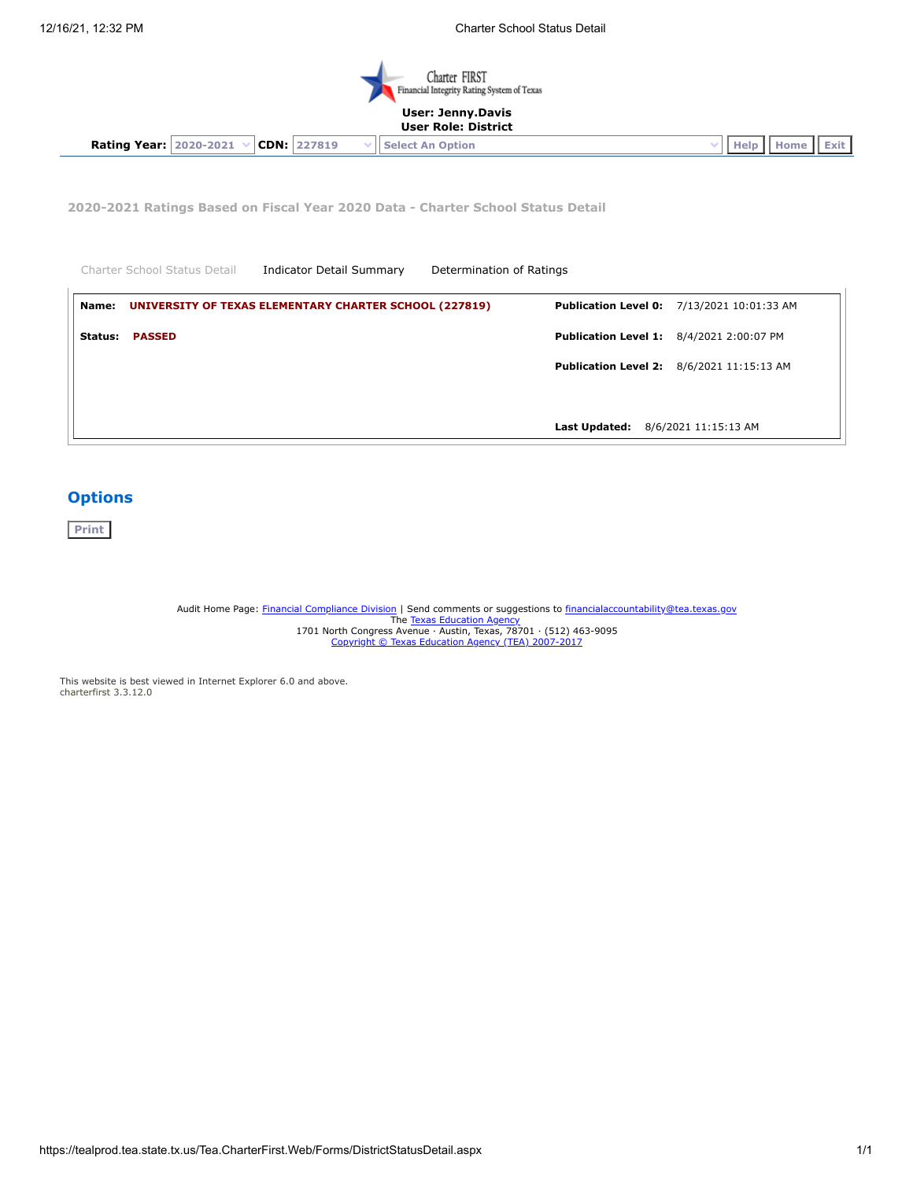Charter FIRST
Financial Integrity Rating System of Texas

**User: Jenny.Davis**
**User Role: District**

**Rating Year:** 2020-2021 **CDN:** 227819 Select An Option Help Home Exit

### 2020-2021 Ratings Based on Fiscal Year 2020 Data - Charter School Status Detail

Charter School Status Detail | Indicator Detail Summary | Determination of Ratings

| | |
|---|---|
| **Name:** UNIVERSITY OF TEXAS ELEMENTARY CHARTER SCHOOL (227819) | **Publication Level 0:** 7/13/2021 10:01:33 AM |
| **Status:** PASSED | **Publication Level 1:** 8/4/2021 2:00:07 PM |
| | **Publication Level 2:** 8/6/2021 11:15:13 AM |
| | **Last Updated:** 8/6/2021 11:15:13 AM |

## Options

Print

Audit Home Page: Financial Compliance Division | Send comments or suggestions to financialaccountability@tea.texas.gov
The Texas Education Agency
1701 North Congress Avenue · Austin, Texas, 78701 · (512) 463-9095
Copyright © Texas Education Agency (TEA) 2007-2017

This website is best viewed in Internet Explorer 6.0 and above.
charterfirst 3.3.12.0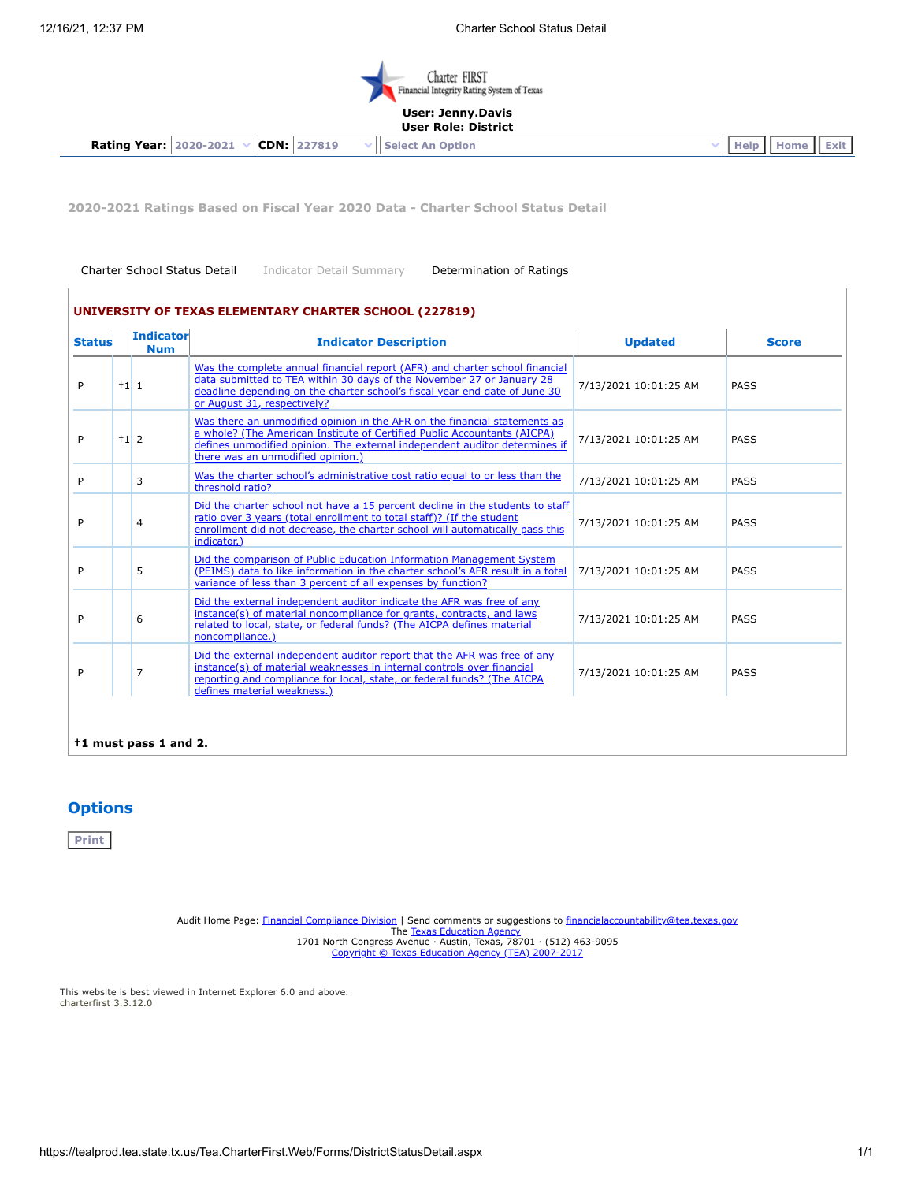Charter FIRST
Financial Integrity Rating System of Texas

**User: Jenny.Davis**
**User Role: District**

**Rating Year:** 2020-2021 **CDN:** 227819 Select An Option | Help | Home | Exit

## 2020-2021 Ratings Based on Fiscal Year 2020 Data - Charter School Status Detail

Charter School Status Detail | Indicator Detail Summary | Determination of Ratings

### UNIVERSITY OF TEXAS ELEMENTARY CHARTER SCHOOL (227819)

| Status | | Indicator Num | Indicator Description | Updated | Score |
|---|---|---|---|---|---|
| P | †1 | 1 | Was the complete annual financial report (AFR) and charter school financial data submitted to TEA within 30 days of the November 27 or January 28 deadline depending on the charter school's fiscal year end date of June 30 or August 31, respectively? | 7/13/2021 10:01:25 AM | PASS |
| P | †1 | 2 | Was there an unmodified opinion in the AFR on the financial statements as a whole? (The American Institute of Certified Public Accountants (AICPA) defines unmodified opinion. The external independent auditor determines if there was an unmodified opinion.) | 7/13/2021 10:01:25 AM | PASS |
| P | | 3 | Was the charter school's administrative cost ratio equal to or less than the threshold ratio? | 7/13/2021 10:01:25 AM | PASS |
| P | | 4 | Did the charter school not have a 15 percent decline in the students to staff ratio over 3 years (total enrollment to total staff)? (If the student enrollment did not decrease, the charter school will automatically pass this indicator.) | 7/13/2021 10:01:25 AM | PASS |
| P | | 5 | Did the comparison of Public Education Information Management System (PEIMS) data to like information in the charter school's AFR result in a total variance of less than 3 percent of all expenses by function? | 7/13/2021 10:01:25 AM | PASS |
| P | | 6 | Did the external independent auditor indicate the AFR was free of any instance(s) of material noncompliance for grants, contracts, and laws related to local, state, or federal funds? (The AICPA defines material noncompliance.) | 7/13/2021 10:01:25 AM | PASS |
| P | | 7 | Did the external independent auditor report that the AFR was free of any instance(s) of material weaknesses in internal controls over financial reporting and compliance for local, state, or federal funds? (The AICPA defines material weakness.) | 7/13/2021 10:01:25 AM | PASS |

**†1 must pass 1 and 2.**

## Options

Print

Audit Home Page: Financial Compliance Division | Send comments or suggestions to financialaccountability@tea.texas.gov
The Texas Education Agency
1701 North Congress Avenue · Austin, Texas, 78701 · (512) 463-9095
Copyright © Texas Education Agency (TEA) 2007-2017

This website is best viewed in Internet Explorer 6.0 and above.
charterfirst 3.3.12.0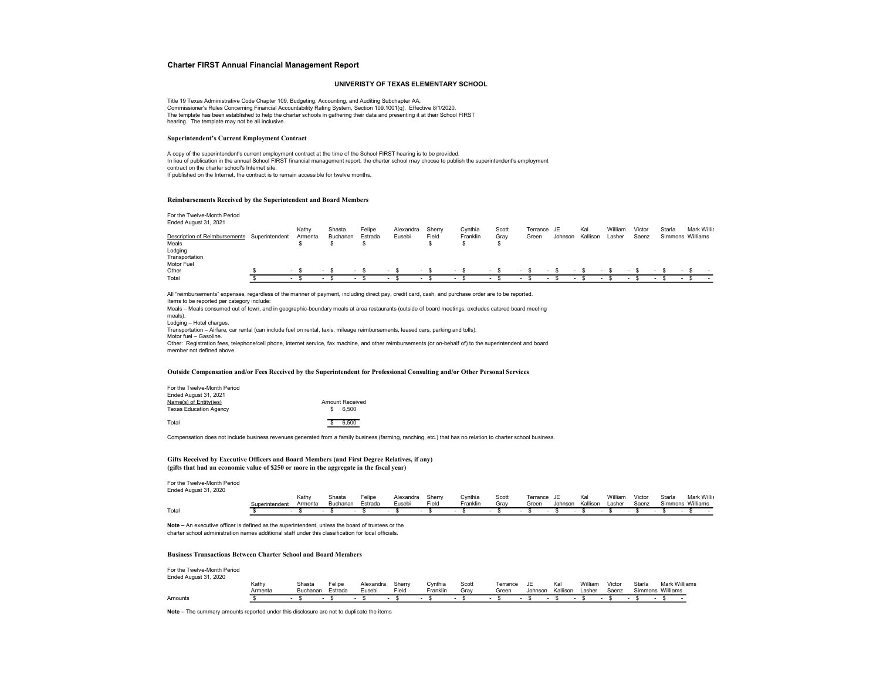## Charter FIRST Annual Financial Management Report

### UNIVERISTY OF TEXAS ELEMENTARY SCHOOL

Title 19 Texas Administrative Code Chapter 109, Budgeting, Accounting, and Auditing Subchapter AA,
Commissioner's Rules Concerning Financial Accountability Rating System, Section 109.1001(q). Effective 8/1/2020.
The template has been established to help the charter schools in gathering their data and presenting it at their School FIRST hearing. The template may not be all inclusive.

#### Superintendent's Current Employment Contract

A copy of the superintendent's current employment contract at the time of the School FIRST hearing is to be provided.
In lieu of publication in the annual School FIRST financial management report, the charter school may choose to publish the superintendent's employment contract on the charter school's Internet site.
If published on the Internet, the contract is to remain accessible for twelve months.

#### Reimbursements Received by the Superintendent and Board Members

For the Twelve-Month Period
Ended August 31, 2021

| Description of Reimbursements | Superintendent | Kathy Armenta | Shasta Buchanan | Felipe Estrada | Alexandra Eusebi | Sherry Field | Cynthia Franklin | Scott Gray | Terrance Green | JE Johnson | Kal Kallison | William Lasher | Victor Saenz | Starla Simmons | Mark Williams |
|---|---|---|---|---|---|---|---|---|---|---|---|---|---|---|---|
| Meals | | $ | $ | $ | | $ | $ | $ | | | | | | | |
| Lodging | | | | | | | | | | | | | | | |
| Transportation | | | | | | | | | | | | | | | |
| Motor Fuel | | | | | | | | | | | | | | | |
| Other | $ - | $ - | $ - | $ - | $ - | $ - | $ - | $ - | $ - | $ - | $ - | $ - | $ - | $ - | $ - |
| Total | $ - | $ - | $ - | $ - | $ - | $ - | $ - | $ - | $ - | $ - | $ - | $ - | $ - | $ - | $ - |

All "reimbursements" expenses, regardless of the manner of payment, including direct pay, credit card, cash, and purchase order are to be reported.
Items to be reported per category include:
Meals – Meals consumed out of town, and in geographic-boundary meals at area restaurants (outside of board meetings, excludes catered board meeting meals).
Lodging – Hotel charges.
Transportation – Airfare, car rental (can include fuel on rental, taxis, mileage reimbursements, leased cars, parking and tolls).
Motor fuel – Gasoline.
Other: Registration fees, telephone/cell phone, internet service, fax machine, and other reimbursements (or on-behalf of) to the superintendent and board member not defined above.

#### Outside Compensation and/or Fees Received by the Superintendent for Professional Consulting and/or Other Personal Services

For the Twelve-Month Period
Ended August 31, 2021

| Name(s) of Entity(ies) | Amount Received |
|---|---|
| Texas Education Agency | $ 6,500 |
| Total | $ 6,500 |

Compensation does not include business revenues generated from a family business (farming, ranching, etc.) that has no relation to charter school business.

#### Gifts Received by Executive Officers and Board Members (and First Degree Relatives, if any)
#### (gifts that had an economic value of $250 or more in the aggregate in the fiscal year)

For the Twelve-Month Period
Ended August 31, 2020

| | Superintendent | Kathy Armenta | Shasta Buchanan | Felipe Estrada | Alexandra Eusebi | Sherry Field | Cynthia Franklin | Scott Gray | Terrance Green | JE Johnson | Kal Kallison | William Lasher | Victor Saenz | Starla Simmons | Mark Williams |
|---|---|---|---|---|---|---|---|---|---|---|---|---|---|---|---|
| Total | $ - | $ - | $ - | $ - | $ - | $ - | $ - | $ - | $ - | $ - | $ - | $ - | $ - | $ - | $ - |

**Note –** An executive officer is defined as the superintendent, unless the board of trustees or the charter school administration names additional staff under this classification for local officials.

#### Business Transactions Between Charter School and Board Members

For the Twelve-Month Period
Ended August 31, 2020

| | Kathy Armenta | Shasta Buchanan | Felipe Estrada | Alexandra Eusebi | Sherry Field | Cynthia Franklin | Scott Gray | Terrance Green | JE Johnson | Kal Kallison | William Lasher | Victor Saenz | Starla Simmons | Mark Williams |
|---|---|---|---|---|---|---|---|---|---|---|---|---|---|---|
| Amounts | $ - | $ - | $ - | $ - | $ - | $ - | $ - | $ - | $ - | $ - | $ - | $ - | $ - | $ - |

**Note –** The summary amounts reported under this disclosure are not to duplicate the items